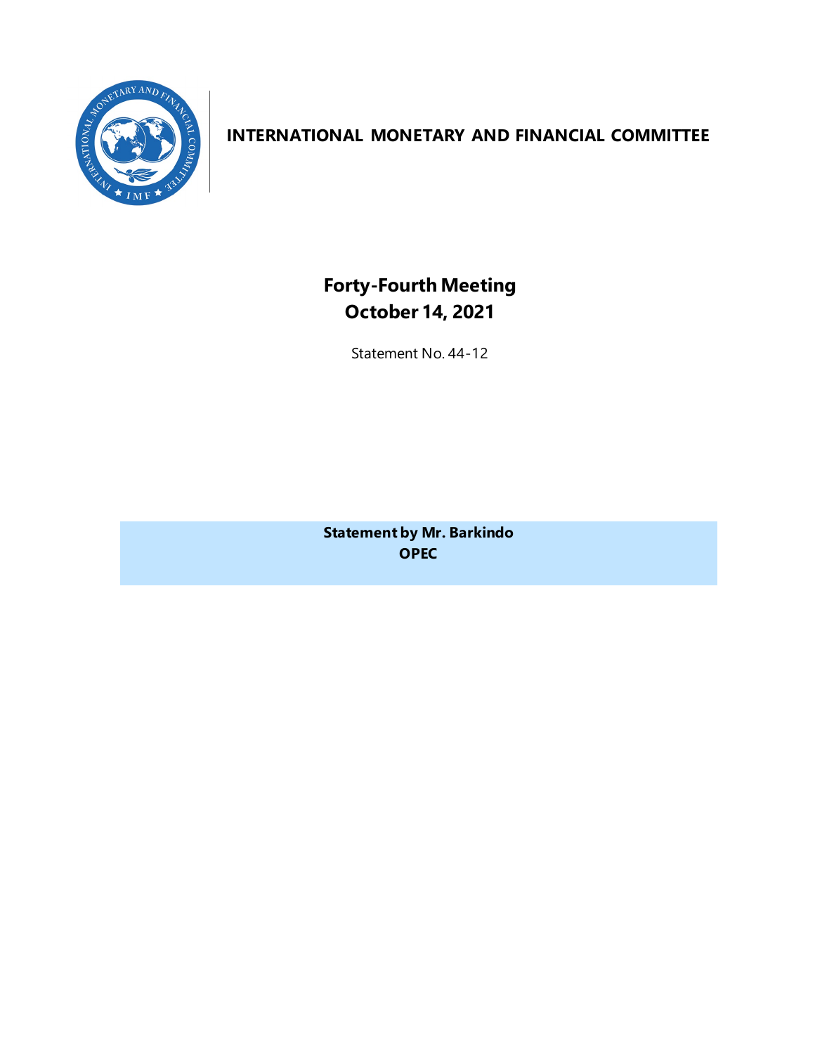# INTERNATIONAL MONETARY AND FINANCIAL COMMITTEE

## Forty-Fourth Meeting
## October 14, 2021

Statement No. 44-12

**Statement by Mr. Barkindo**
**OPEC**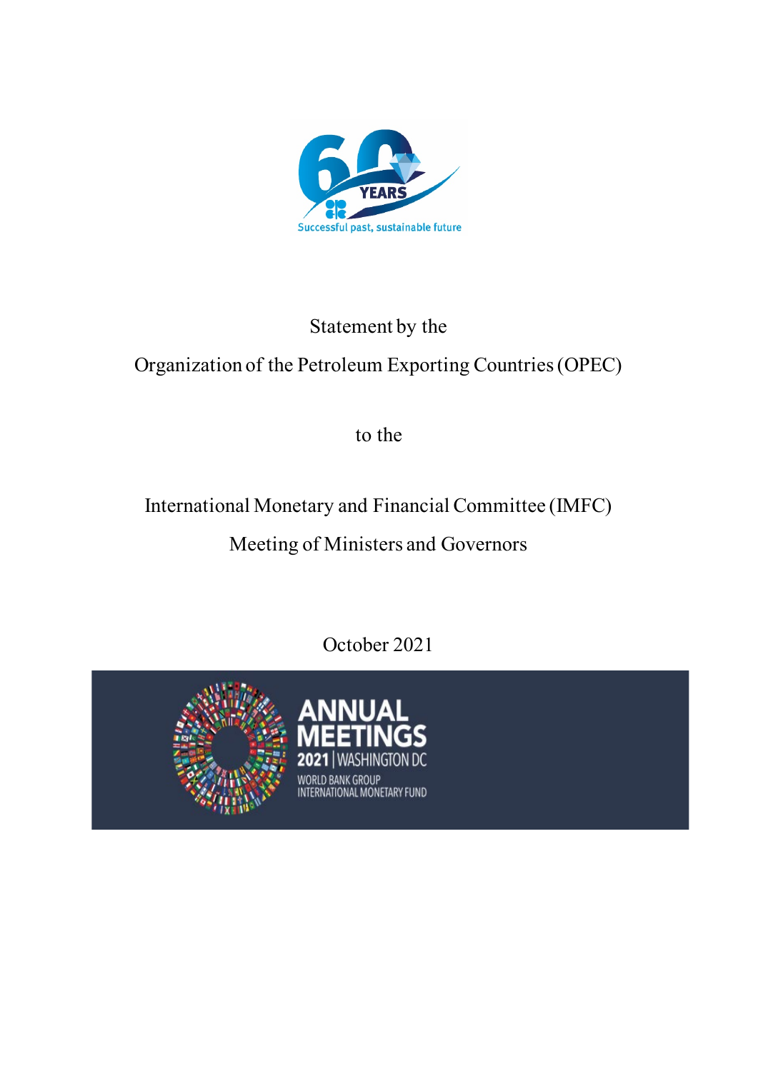Statement by the

Organization of the Petroleum Exporting Countries (OPEC)

to the

International Monetary and Financial Committee (IMFC)

Meeting of Ministers and Governors

October 2021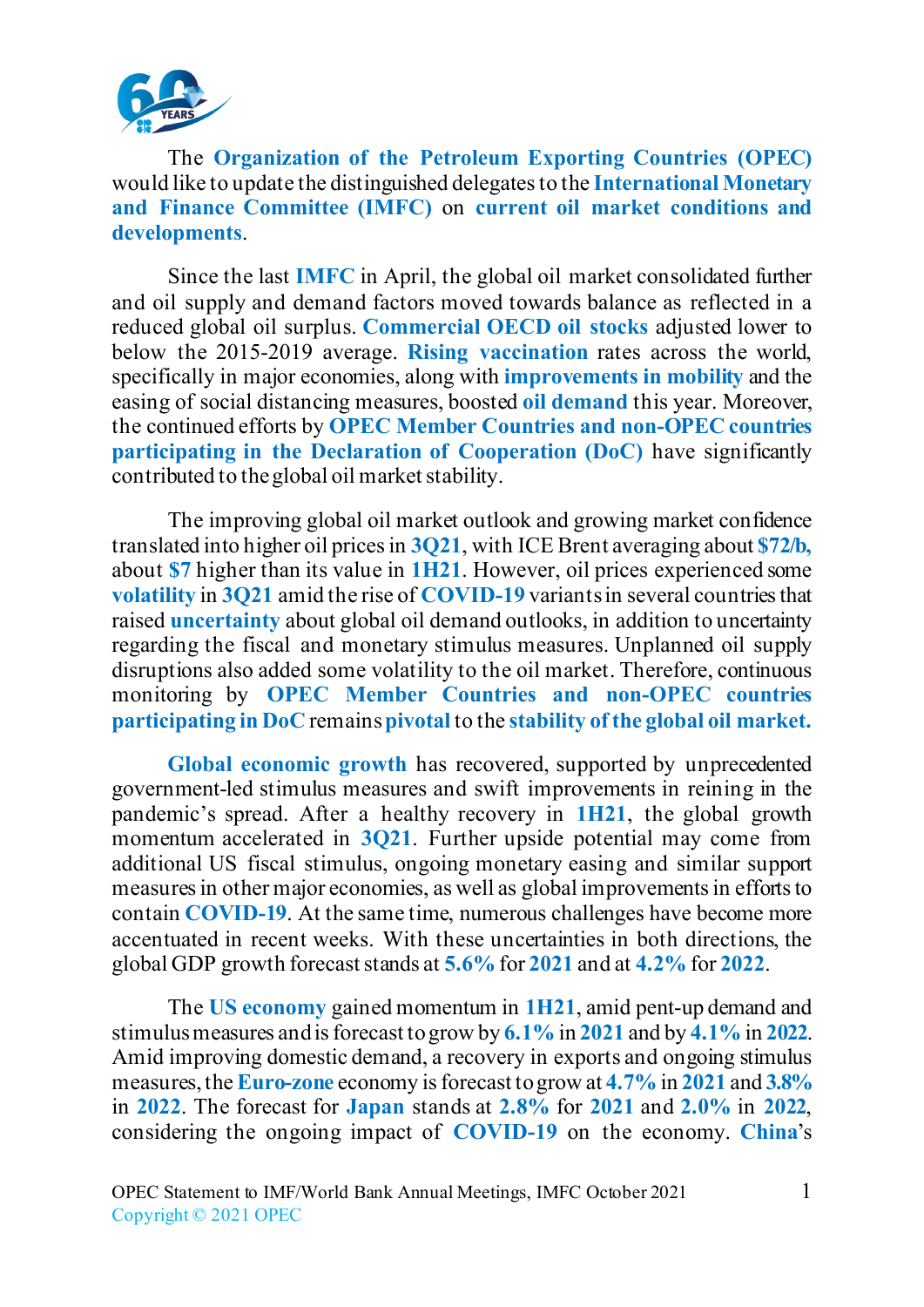The **Organization of the Petroleum Exporting Countries (OPEC)** would like to update the distinguished delegates to the **International Monetary and Finance Committee (IMFC)** on **current oil market conditions and developments**.

Since the last **IMFC** in April, the global oil market consolidated further and oil supply and demand factors moved towards balance as reflected in a reduced global oil surplus. **Commercial OECD oil stocks** adjusted lower to below the 2015-2019 average. **Rising vaccination** rates across the world, specifically in major economies, along with **improvements in mobility** and the easing of social distancing measures, boosted **oil demand** this year. Moreover, the continued efforts by **OPEC Member Countries and non-OPEC countries participating in the Declaration of Cooperation (DoC)** have significantly contributed to the global oil market stability.

The improving global oil market outlook and growing market confidence translated into higher oil prices in **3Q21**, with ICE Brent averaging about **$72/b,** about **$7** higher than its value in **1H21**. However, oil prices experienced some **volatility** in **3Q21** amid the rise of **COVID-19** variants in several countries that raised **uncertainty** about global oil demand outlooks, in addition to uncertainty regarding the fiscal and monetary stimulus measures. Unplanned oil supply disruptions also added some volatility to the oil market. Therefore, continuous monitoring by **OPEC Member Countries and non-OPEC countries participating in DoC** remains **pivotal** to the **stability of the global oil market.**

**Global economic growth** has recovered, supported by unprecedented government-led stimulus measures and swift improvements in reining in the pandemic's spread. After a healthy recovery in **1H21**, the global growth momentum accelerated in **3Q21**. Further upside potential may come from additional US fiscal stimulus, ongoing monetary easing and similar support measures in other major economies, as well as global improvements in efforts to contain **COVID-19**. At the same time, numerous challenges have become more accentuated in recent weeks. With these uncertainties in both directions, the global GDP growth forecast stands at **5.6%** for **2021** and at **4.2%** for **2022**.

The **US economy** gained momentum in **1H21**, amid pent-up demand and stimulus measures and is forecast to grow by **6.1%** in **2021** and by **4.1%** in **2022**. Amid improving domestic demand, a recovery in exports and ongoing stimulus measures, the **Euro-zone** economy is forecast to grow at **4.7%** in **2021** and **3.8%** in **2022**. The forecast for **Japan** stands at **2.8%** for **2021** and **2.0%** in **2022**, considering the ongoing impact of **COVID-19** on the economy. **China**'s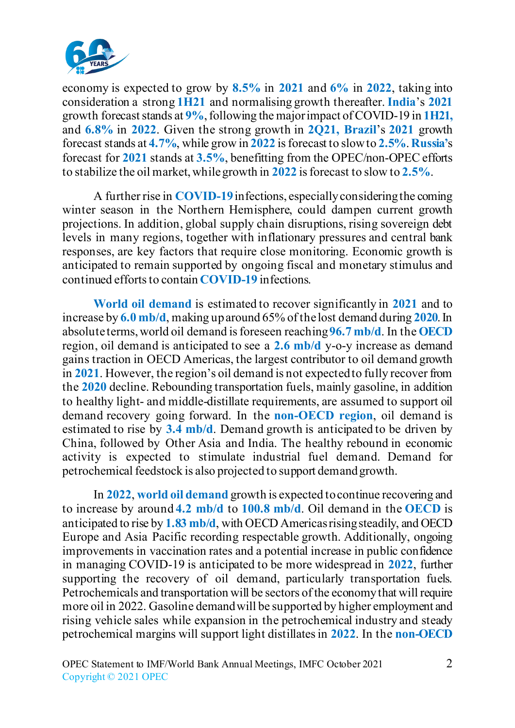economy is expected to grow by **8.5%** in **2021** and **6%** in **2022**, taking into consideration a strong **1H21** and normalising growth thereafter. **India**'s **2021** growth forecast stands at **9%**, following the major impact of COVID-19 in **1H21,** and **6.8%** in **2022**. Given the strong growth in **2Q21, Brazil**'s **2021** growth forecast stands at **4.7%**, while grow in **2022** is forecast to slow to **2.5%**. **Russia's** forecast for **2021** stands at **3.5%**, benefitting from the OPEC/non-OPEC efforts to stabilize the oil market, while growth in **2022** is forecast to slow to **2.5%**.

A further rise in **COVID-19** infections, especially considering the coming winter season in the Northern Hemisphere, could dampen current growth projections. In addition, global supply chain disruptions, rising sovereign debt levels in many regions, together with inflationary pressures and central bank responses, are key factors that require close monitoring. Economic growth is anticipated to remain supported by ongoing fiscal and monetary stimulus and continued efforts to contain **COVID-19** infections.

**World oil demand** is estimated to recover significantly in **2021** and to increase by **6.0 mb/d**, making up around 65% of the lost demand during **2020**. In absolute terms, world oil demand is foreseen reaching **96.7 mb/d**. In the **OECD** region, oil demand is anticipated to see a **2.6 mb/d** y-o-y increase as demand gains traction in OECD Americas, the largest contributor to oil demand growth in **2021**. However, the region's oil demand is not expected to fully recover from the **2020** decline. Rebounding transportation fuels, mainly gasoline, in addition to healthy light- and middle-distillate requirements, are assumed to support oil demand recovery going forward. In the **non-OECD region**, oil demand is estimated to rise by **3.4 mb/d**. Demand growth is anticipated to be driven by China, followed by Other Asia and India. The healthy rebound in economic activity is expected to stimulate industrial fuel demand. Demand for petrochemical feedstock is also projected to support demand growth.

In **2022**, **world oil demand** growth is expected to continue recovering and to increase by around **4.2 mb/d** to **100.8 mb/d**. Oil demand in the **OECD** is anticipated to rise by **1.83 mb/d**, with OECD Americas rising steadily, and OECD Europe and Asia Pacific recording respectable growth. Additionally, ongoing improvements in vaccination rates and a potential increase in public confidence in managing COVID-19 is anticipated to be more widespread in **2022**, further supporting the recovery of oil demand, particularly transportation fuels. Petrochemicals and transportation will be sectors of the economy that will require more oil in 2022. Gasoline demand will be supported by higher employment and rising vehicle sales while expansion in the petrochemical industry and steady petrochemical margins will support light distillates in **2022**. In the **non-OECD**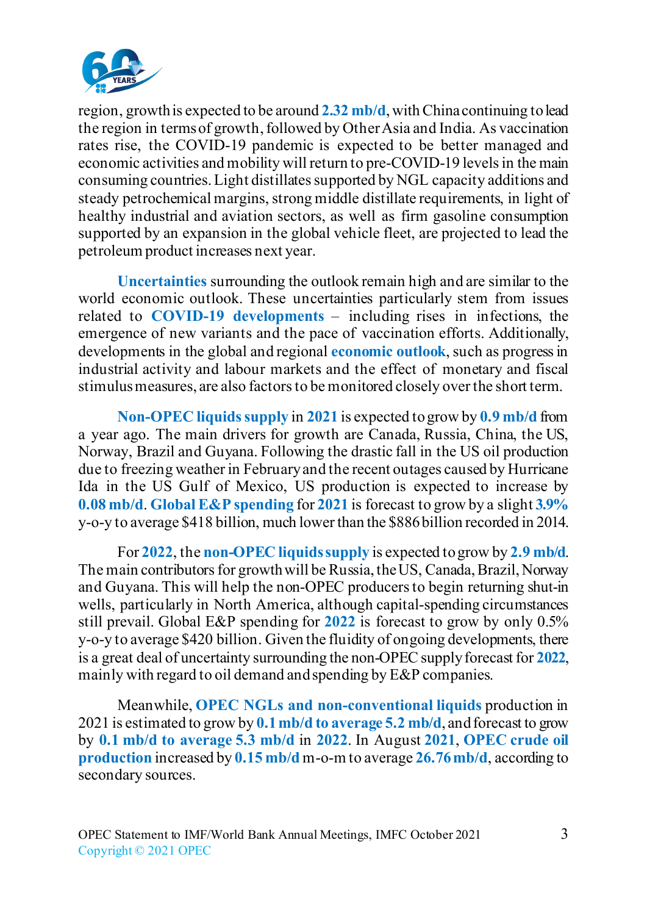region, growth is expected to be around **2.32 mb/d**, with China continuing to lead the region in terms of growth, followed by Other Asia and India. As vaccination rates rise, the COVID-19 pandemic is expected to be better managed and economic activities and mobility will return to pre-COVID-19 levels in the main consuming countries. Light distillates supported by NGL capacity additions and steady petrochemical margins, strong middle distillate requirements, in light of healthy industrial and aviation sectors, as well as firm gasoline consumption supported by an expansion in the global vehicle fleet, are projected to lead the petroleum product increases next year.

**Uncertainties** surrounding the outlook remain high and are similar to the world economic outlook. These uncertainties particularly stem from issues related to **COVID-19 developments** – including rises in infections, the emergence of new variants and the pace of vaccination efforts. Additionally, developments in the global and regional **economic outlook**, such as progress in industrial activity and labour markets and the effect of monetary and fiscal stimulus measures, are also factors to be monitored closely over the short term.

**Non-OPEC liquids supply** in **2021** is expected to grow by **0.9 mb/d** from a year ago. The main drivers for growth are Canada, Russia, China, the US, Norway, Brazil and Guyana. Following the drastic fall in the US oil production due to freezing weather in February and the recent outages caused by Hurricane Ida in the US Gulf of Mexico, US production is expected to increase by **0.08 mb/d**. **Global E&P spending** for **2021** is forecast to grow by a slight **3.9%** y-o-y to average $418 billion, much lower than the $886 billion recorded in 2014.

For **2022**, the **non-OPEC liquids supply** is expected to grow by **2.9 mb/d**. The main contributors for growth will be Russia, the US, Canada, Brazil, Norway and Guyana. This will help the non-OPEC producers to begin returning shut-in wells, particularly in North America, although capital-spending circumstances still prevail. Global E&P spending for **2022** is forecast to grow by only 0.5% y-o-y to average $420 billion. Given the fluidity of ongoing developments, there is a great deal of uncertainty surrounding the non-OPEC supply forecast for **2022**, mainly with regard to oil demand and spending by E&P companies.

Meanwhile, **OPEC NGLs and non-conventional liquids** production in 2021 is estimated to grow by **0.1 mb/d to average 5.2 mb/d**, and forecast to grow by **0.1 mb/d to average 5.3 mb/d** in **2022**. In August **2021**, **OPEC crude oil production** increased by **0.15 mb/d** m-o-m to average **26.76 mb/d**, according to secondary sources.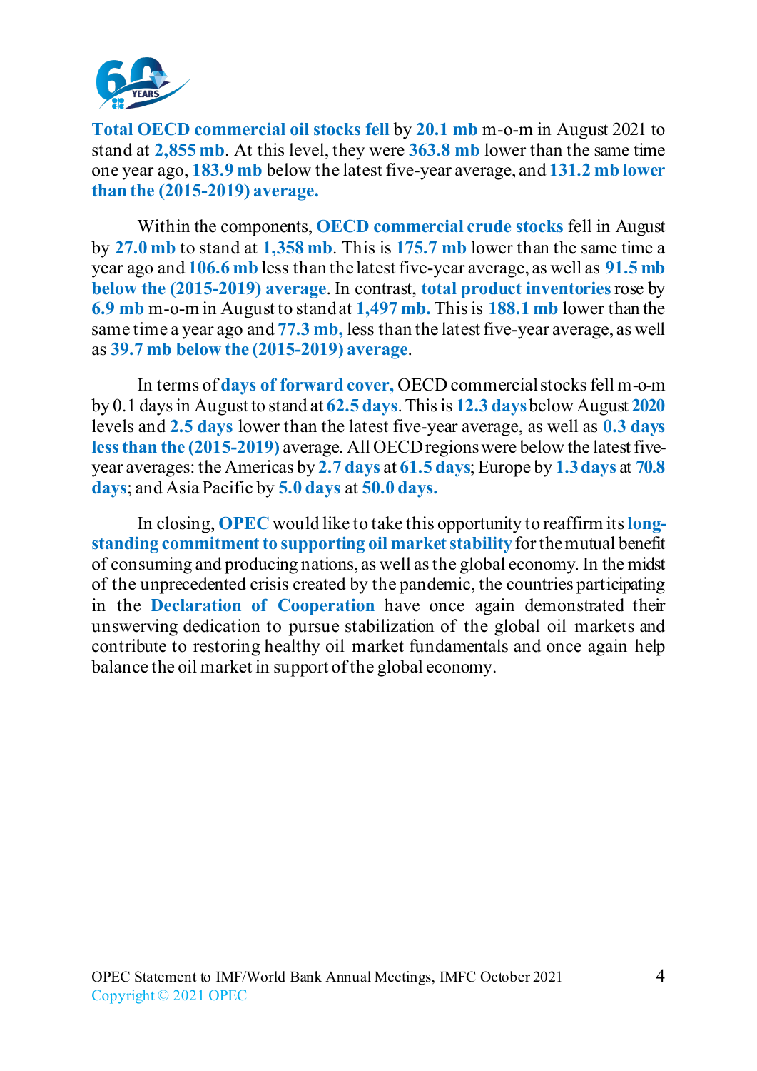**Total OECD commercial oil stocks fell** by **20.1 mb** m-o-m in August 2021 to stand at **2,855 mb**. At this level, they were **363.8 mb** lower than the same time one year ago, **183.9 mb** below the latest five-year average, and **131.2 mb lower than the (2015-2019) average.**

Within the components, **OECD commercial crude stocks** fell in August by **27.0 mb** to stand at **1,358 mb**. This is **175.7 mb** lower than the same time a year ago and **106.6 mb** less than the latest five-year average, as well as **91.5 mb below the (2015-2019) average**. In contrast, **total product inventories** rose by **6.9 mb** m-o-m in August to stand at **1,497 mb.** This is **188.1 mb** lower than the same time a year ago and **77.3 mb,** less than the latest five-year average, as well as **39.7 mb below the (2015-2019) average**.

In terms of **days of forward cover,** OECD commercial stocks fell m-o-m by 0.1 days in August to stand at **62.5 days**. This is **12.3 days** below August **2020** levels and **2.5 days** lower than the latest five-year average, as well as **0.3 days less than the (2015-2019)** average. All OECD regions were below the latest five-year averages: the Americas by **2.7 days** at **61.5 days**; Europe by **1.3 days** at **70.8 days**; and Asia Pacific by **5.0 days** at **50.0 days.**

In closing, **OPEC** would like to take this opportunity to reaffirm its **long-standing commitment to supporting oil market stability** for the mutual benefit of consuming and producing nations, as well as the global economy. In the midst of the unprecedented crisis created by the pandemic, the countries participating in the **Declaration of Cooperation** have once again demonstrated their unswerving dedication to pursue stabilization of the global oil markets and contribute to restoring healthy oil market fundamentals and once again help balance the oil market in support of the global economy.